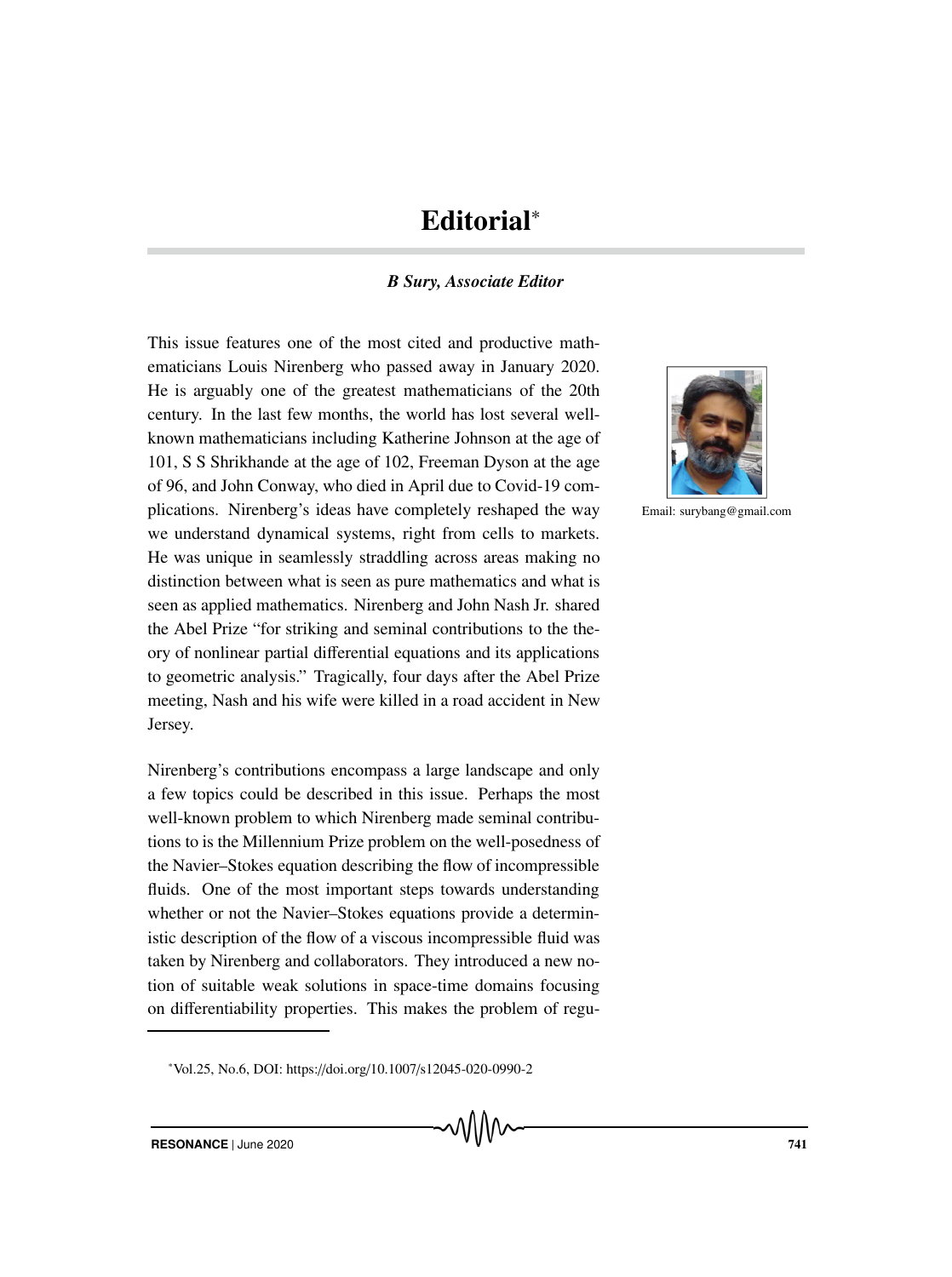# Editorial*

***B Sury, Associate Editor***

Email: surybang@gmail.com

This issue features one of the most cited and productive mathematicians Louis Nirenberg who passed away in January 2020. He is arguably one of the greatest mathematicians of the 20th century. In the last few months, the world has lost several well-known mathematicians including Katherine Johnson at the age of 101, S S Shrikhande at the age of 102, Freeman Dyson at the age of 96, and John Conway, who died in April due to Covid-19 complications. Nirenberg's ideas have completely reshaped the way we understand dynamical systems, right from cells to markets. He was unique in seamlessly straddling across areas making no distinction between what is seen as pure mathematics and what is seen as applied mathematics. Nirenberg and John Nash Jr. shared the Abel Prize "for striking and seminal contributions to the theory of nonlinear partial differential equations and its applications to geometric analysis." Tragically, four days after the Abel Prize meeting, Nash and his wife were killed in a road accident in New Jersey.

Nirenberg's contributions encompass a large landscape and only a few topics could be described in this issue. Perhaps the most well-known problem to which Nirenberg made seminal contributions to is the Millennium Prize problem on the well-posedness of the Navier–Stokes equation describing the flow of incompressible fluids. One of the most important steps towards understanding whether or not the Navier–Stokes equations provide a deterministic description of the flow of a viscous incompressible fluid was taken by Nirenberg and collaborators. They introduced a new notion of suitable weak solutions in space-time domains focusing on differentiability properties. This makes the problem of regu-

*Vol.25, No.6, DOI: https://doi.org/10.1007/s12045-020-0990-2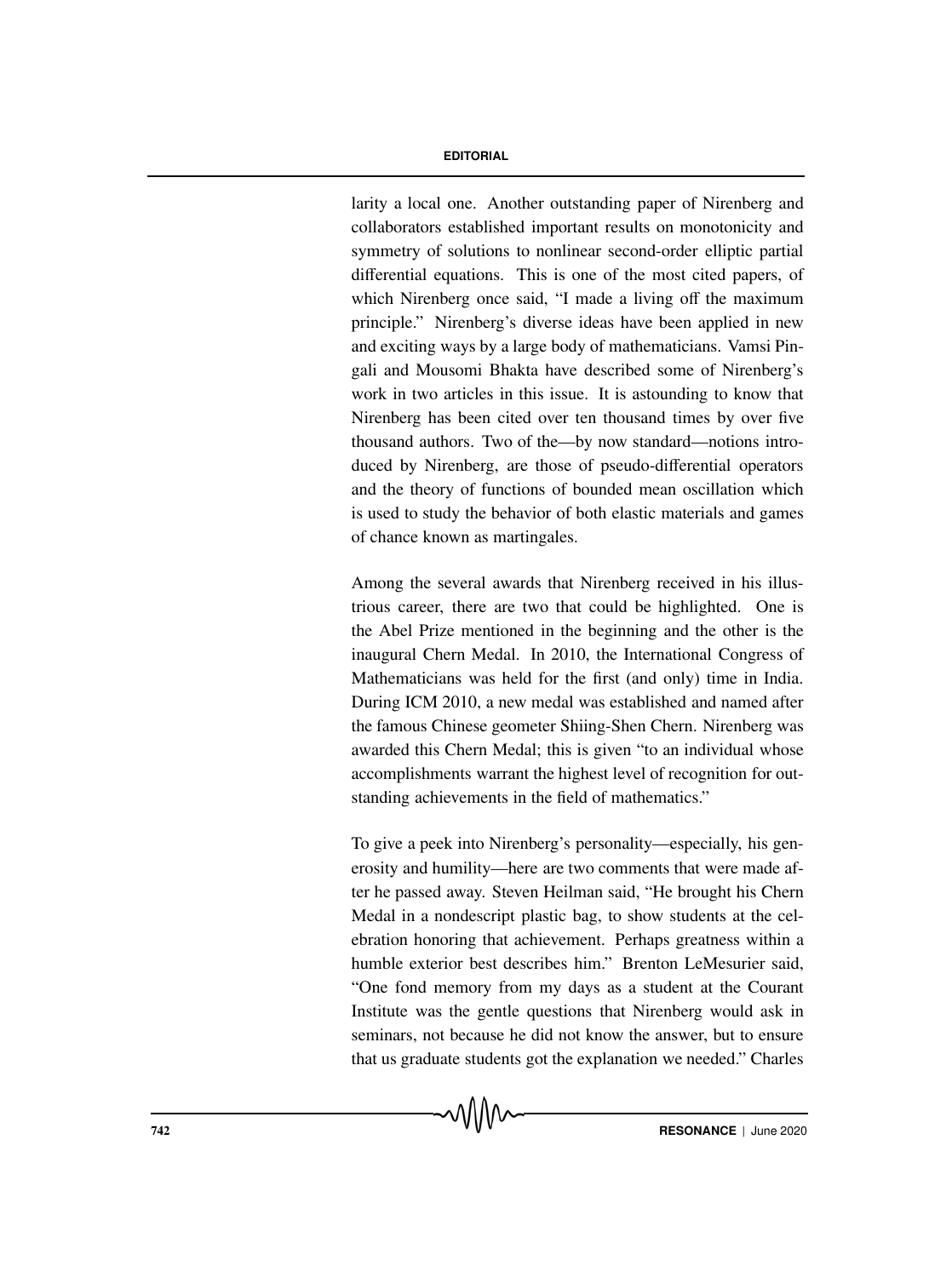larity a local one. Another outstanding paper of Nirenberg and collaborators established important results on monotonicity and symmetry of solutions to nonlinear second-order elliptic partial differential equations. This is one of the most cited papers, of which Nirenberg once said, "I made a living off the maximum principle." Nirenberg's diverse ideas have been applied in new and exciting ways by a large body of mathematicians. Vamsi Pingali and Mousomi Bhakta have described some of Nirenberg's work in two articles in this issue. It is astounding to know that Nirenberg has been cited over ten thousand times by over five thousand authors. Two of the—by now standard—notions introduced by Nirenberg, are those of pseudo-differential operators and the theory of functions of bounded mean oscillation which is used to study the behavior of both elastic materials and games of chance known as martingales.

Among the several awards that Nirenberg received in his illustrious career, there are two that could be highlighted. One is the Abel Prize mentioned in the beginning and the other is the inaugural Chern Medal. In 2010, the International Congress of Mathematicians was held for the first (and only) time in India. During ICM 2010, a new medal was established and named after the famous Chinese geometer Shiing-Shen Chern. Nirenberg was awarded this Chern Medal; this is given "to an individual whose accomplishments warrant the highest level of recognition for outstanding achievements in the field of mathematics."

To give a peek into Nirenberg's personality—especially, his generosity and humility—here are two comments that were made after he passed away. Steven Heilman said, "He brought his Chern Medal in a nondescript plastic bag, to show students at the celebration honoring that achievement. Perhaps greatness within a humble exterior best describes him." Brenton LeMesurier said, "One fond memory from my days as a student at the Courant Institute was the gentle questions that Nirenberg would ask in seminars, not because he did not know the answer, but to ensure that us graduate students got the explanation we needed." Charles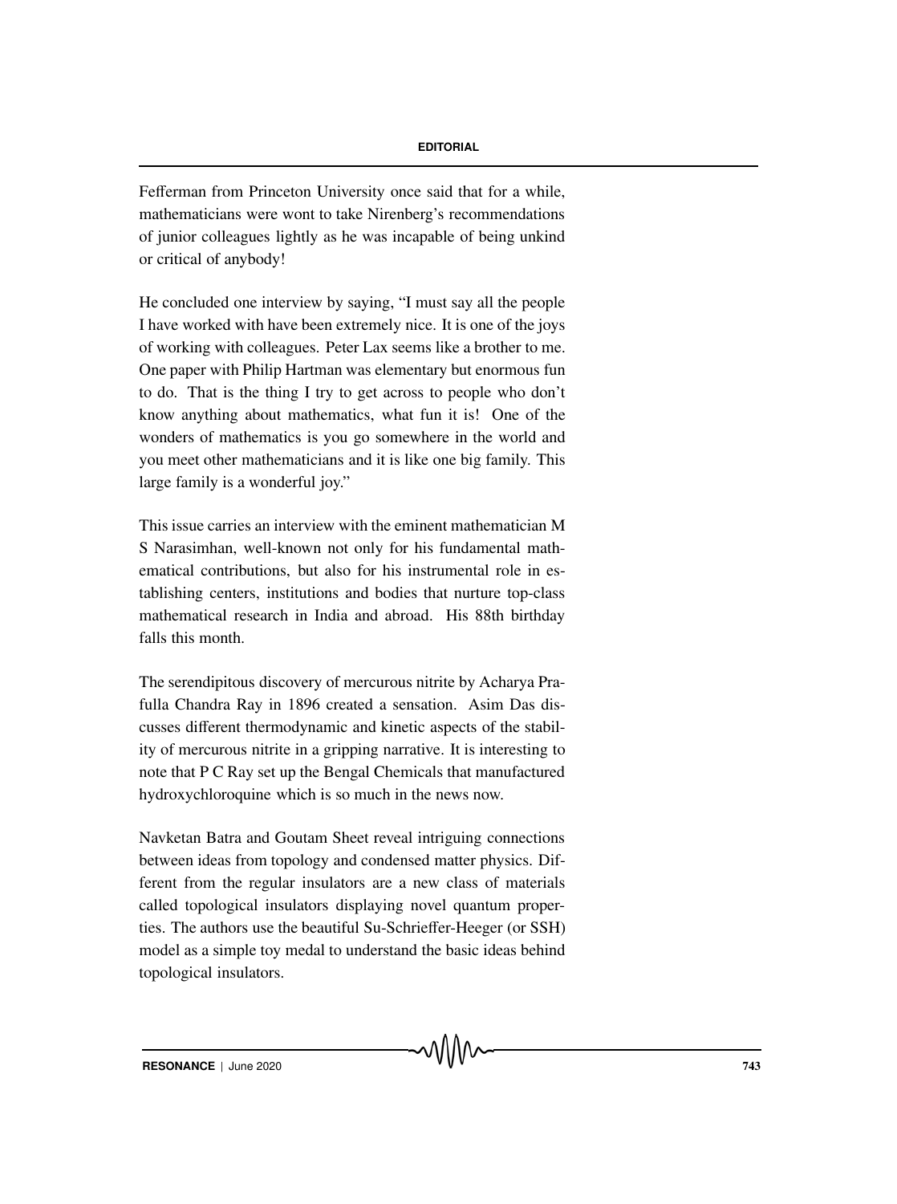Fefferman from Princeton University once said that for a while, mathematicians were wont to take Nirenberg's recommendations of junior colleagues lightly as he was incapable of being unkind or critical of anybody!

He concluded one interview by saying, "I must say all the people I have worked with have been extremely nice. It is one of the joys of working with colleagues. Peter Lax seems like a brother to me. One paper with Philip Hartman was elementary but enormous fun to do. That is the thing I try to get across to people who don't know anything about mathematics, what fun it is! One of the wonders of mathematics is you go somewhere in the world and you meet other mathematicians and it is like one big family. This large family is a wonderful joy."

This issue carries an interview with the eminent mathematician M S Narasimhan, well-known not only for his fundamental mathematical contributions, but also for his instrumental role in establishing centers, institutions and bodies that nurture top-class mathematical research in India and abroad. His 88th birthday falls this month.

The serendipitous discovery of mercurous nitrite by Acharya Prafulla Chandra Ray in 1896 created a sensation. Asim Das discusses different thermodynamic and kinetic aspects of the stability of mercurous nitrite in a gripping narrative. It is interesting to note that P C Ray set up the Bengal Chemicals that manufactured hydroxychloroquine which is so much in the news now.

Navketan Batra and Goutam Sheet reveal intriguing connections between ideas from topology and condensed matter physics. Different from the regular insulators are a new class of materials called topological insulators displaying novel quantum properties. The authors use the beautiful Su-Schrieffer-Heeger (or SSH) model as a simple toy medal to understand the basic ideas behind topological insulators.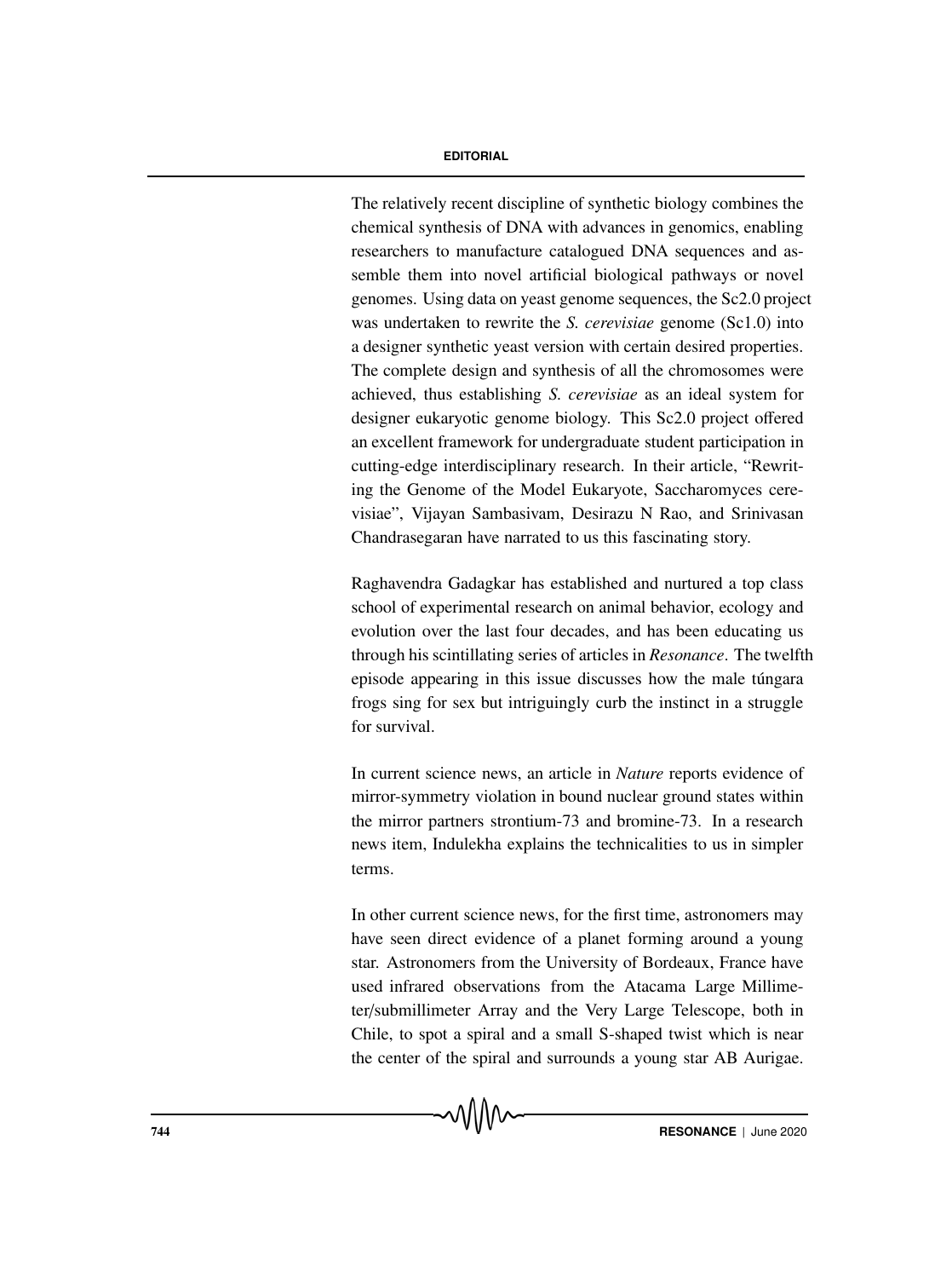The relatively recent discipline of synthetic biology combines the chemical synthesis of DNA with advances in genomics, enabling researchers to manufacture catalogued DNA sequences and assemble them into novel artificial biological pathways or novel genomes. Using data on yeast genome sequences, the Sc2.0 project was undertaken to rewrite the *S. cerevisiae* genome (Sc1.0) into a designer synthetic yeast version with certain desired properties. The complete design and synthesis of all the chromosomes were achieved, thus establishing *S. cerevisiae* as an ideal system for designer eukaryotic genome biology. This Sc2.0 project offered an excellent framework for undergraduate student participation in cutting-edge interdisciplinary research. In their article, "Rewriting the Genome of the Model Eukaryote, Saccharomyces cerevisiae", Vijayan Sambasivam, Desirazu N Rao, and Srinivasan Chandrasegaran have narrated to us this fascinating story.

Raghavendra Gadagkar has established and nurtured a top class school of experimental research on animal behavior, ecology and evolution over the last four decades, and has been educating us through his scintillating series of articles in *Resonance*. The twelfth episode appearing in this issue discusses how the male túngara frogs sing for sex but intriguingly curb the instinct in a struggle for survival.

In current science news, an article in *Nature* reports evidence of mirror-symmetry violation in bound nuclear ground states within the mirror partners strontium-73 and bromine-73. In a research news item, Indulekha explains the technicalities to us in simpler terms.

In other current science news, for the first time, astronomers may have seen direct evidence of a planet forming around a young star. Astronomers from the University of Bordeaux, France have used infrared observations from the Atacama Large Millimeter/submillimeter Array and the Very Large Telescope, both in Chile, to spot a spiral and a small S-shaped twist which is near the center of the spiral and surrounds a young star AB Aurigae.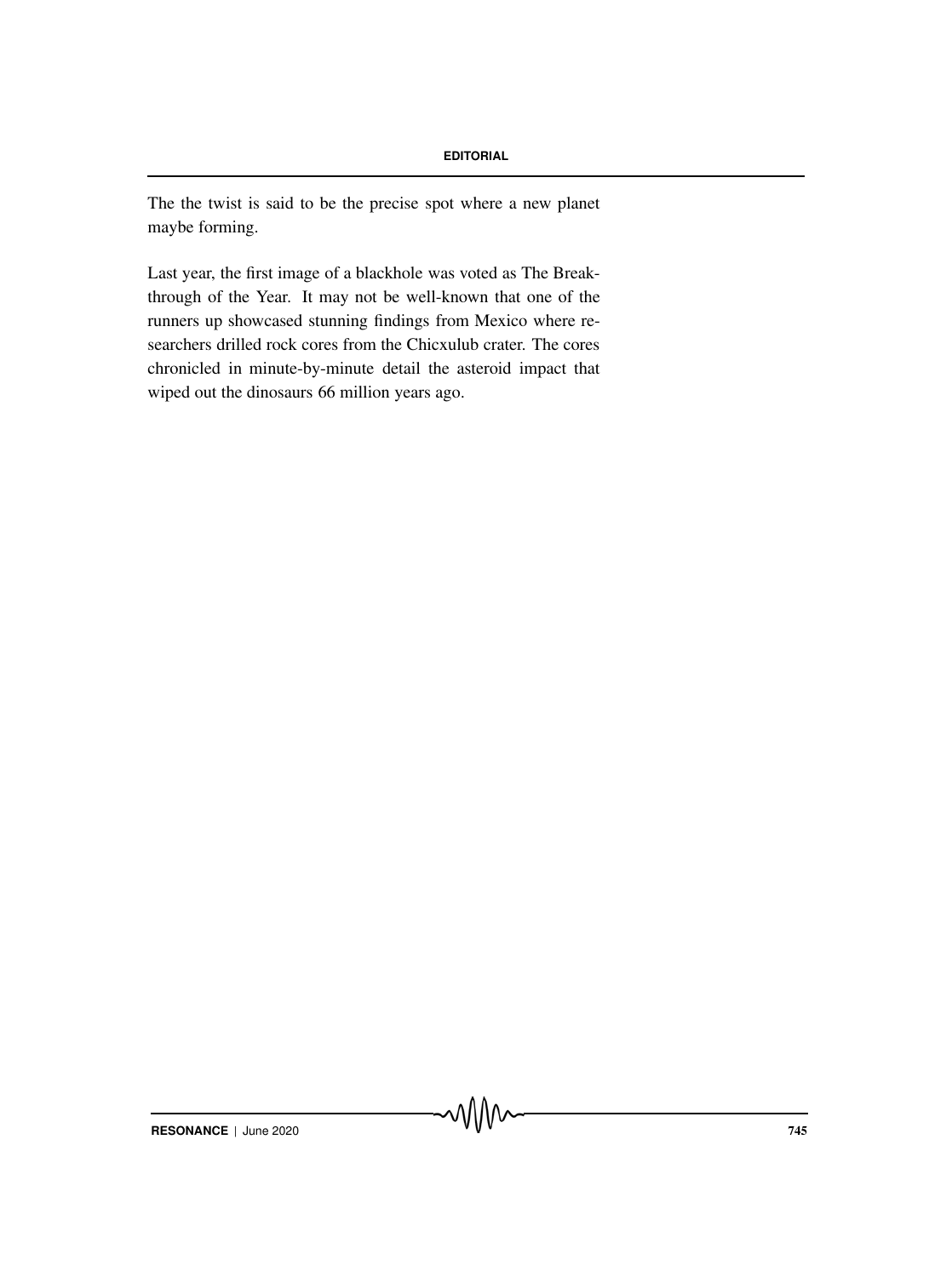The the twist is said to be the precise spot where a new planet maybe forming.

Last year, the first image of a blackhole was voted as The Breakthrough of the Year. It may not be well-known that one of the runners up showcased stunning findings from Mexico where researchers drilled rock cores from the Chicxulub crater. The cores chronicled in minute-by-minute detail the asteroid impact that wiped out the dinosaurs 66 million years ago.